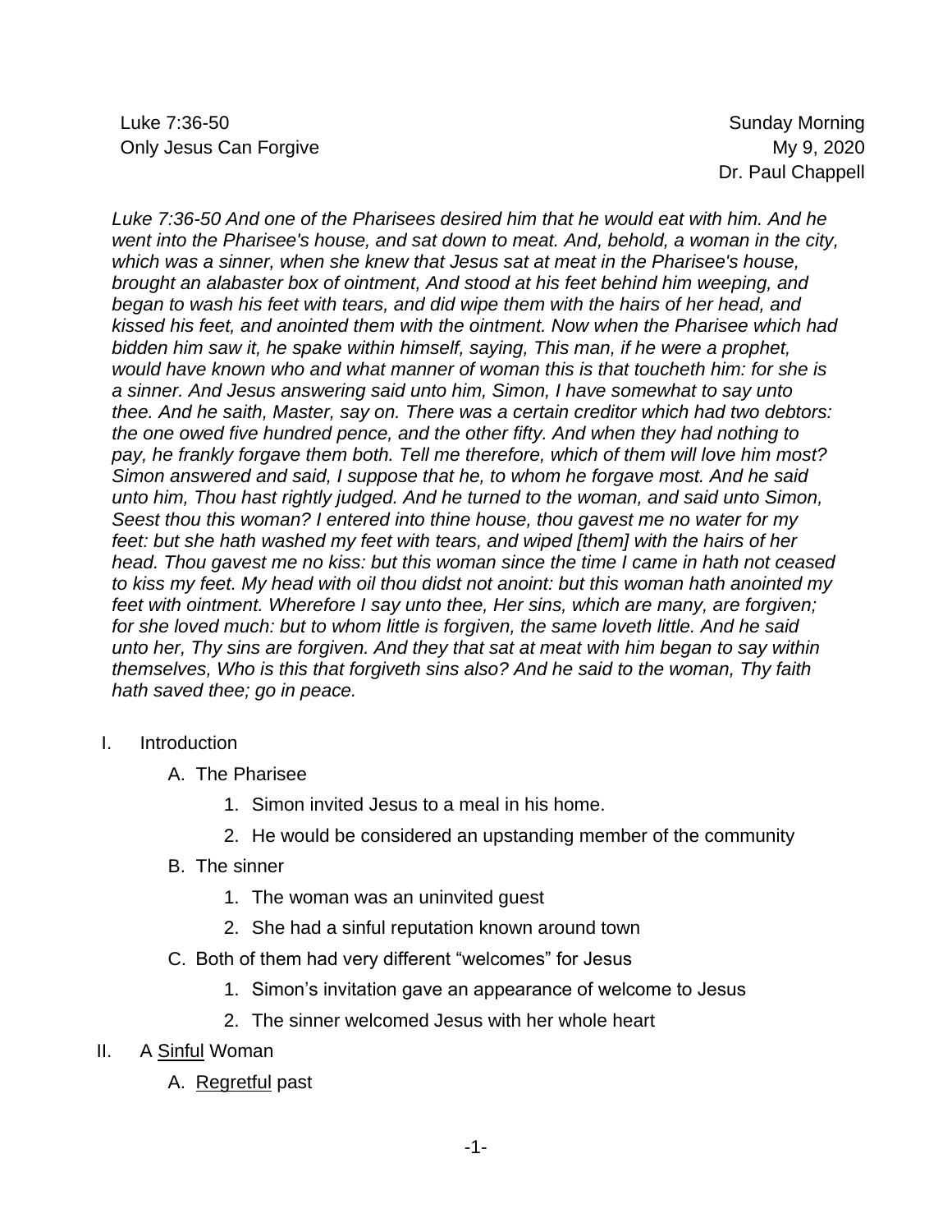Luke 7:36-50  
Only Jesus Can Forgive

Sunday Morning  
My 9, 2020  
Dr. Paul Chappell

*Luke 7:36-50 And one of the Pharisees desired him that he would eat with him. And he went into the Pharisee's house, and sat down to meat. And, behold, a woman in the city, which was a sinner, when she knew that Jesus sat at meat in the Pharisee's house, brought an alabaster box of ointment, And stood at his feet behind him weeping, and began to wash his feet with tears, and did wipe them with the hairs of her head, and kissed his feet, and anointed them with the ointment. Now when the Pharisee which had bidden him saw it, he spake within himself, saying, This man, if he were a prophet, would have known who and what manner of woman this is that toucheth him: for she is a sinner. And Jesus answering said unto him, Simon, I have somewhat to say unto thee. And he saith, Master, say on. There was a certain creditor which had two debtors: the one owed five hundred pence, and the other fifty. And when they had nothing to pay, he frankly forgave them both. Tell me therefore, which of them will love him most? Simon answered and said, I suppose that he, to whom he forgave most. And he said unto him, Thou hast rightly judged. And he turned to the woman, and said unto Simon, Seest thou this woman? I entered into thine house, thou gavest me no water for my feet: but she hath washed my feet with tears, and wiped [them] with the hairs of her head. Thou gavest me no kiss: but this woman since the time I came in hath not ceased to kiss my feet. My head with oil thou didst not anoint: but this woman hath anointed my feet with ointment. Wherefore I say unto thee, Her sins, which are many, are forgiven; for she loved much: but to whom little is forgiven, the same loveth little. And he said unto her, Thy sins are forgiven. And they that sat at meat with him began to say within themselves, Who is this that forgiveth sins also? And he said to the woman, Thy faith hath saved thee; go in peace.*

I. Introduction
   - A. The Pharisee
     1. Simon invited Jesus to a meal in his home.
     2. He would be considered an upstanding member of the community
   - B. The sinner
     1. The woman was an uninvited guest
     2. She had a sinful reputation known around town
   - C. Both of them had very different "welcomes" for Jesus
     1. Simon's invitation gave an appearance of welcome to Jesus
     2. The sinner welcomed Jesus with her whole heart

II. A <u>Sinful</u> Woman
   - A. <u>Regretful</u> past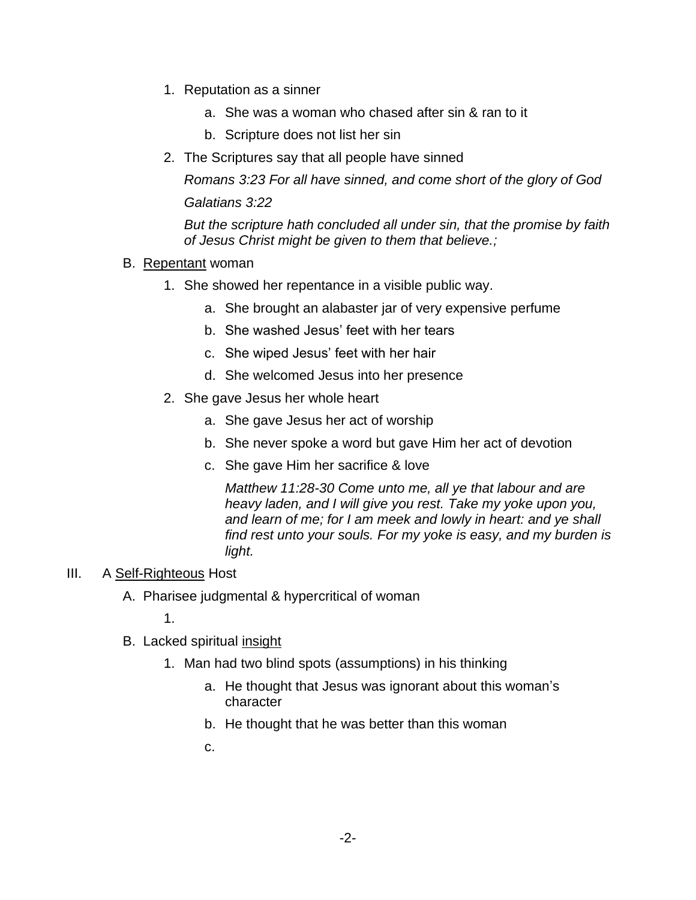1. Reputation as a sinner
    a. She was a woman who chased after sin & ran to it
    b. Scripture does not list her sin
2. The Scriptures say that all people have sinned

    *Romans 3:23 For all have sinned, and come short of the glory of God*

    *Galatians 3:22*

    *But the scripture hath concluded all under sin, that the promise by faith of Jesus Christ might be given to them that believe.;*

B. <u>Repentant</u> woman

1. She showed her repentance in a visible public way.
    a. She brought an alabaster jar of very expensive perfume
    b. She washed Jesus' feet with her tears
    c. She wiped Jesus' feet with her hair
    d. She welcomed Jesus into her presence
2. She gave Jesus her whole heart
    a. She gave Jesus her act of worship
    b. She never spoke a word but gave Him her act of devotion
    c. She gave Him her sacrifice & love

        *Matthew 11:28-30 Come unto me, all ye that labour and are heavy laden, and I will give you rest. Take my yoke upon you, and learn of me; for I am meek and lowly in heart: and ye shall find rest unto your souls. For my yoke is easy, and my burden is light.*

III. A <u>Self-Righteous</u> Host

A. Pharisee judgmental & hypercritical of woman

1.

B. Lacked spiritual <u>insight</u>

1. Man had two blind spots (assumptions) in his thinking
    a. He thought that Jesus was ignorant about this woman's character
    b. He thought that he was better than this woman
    c.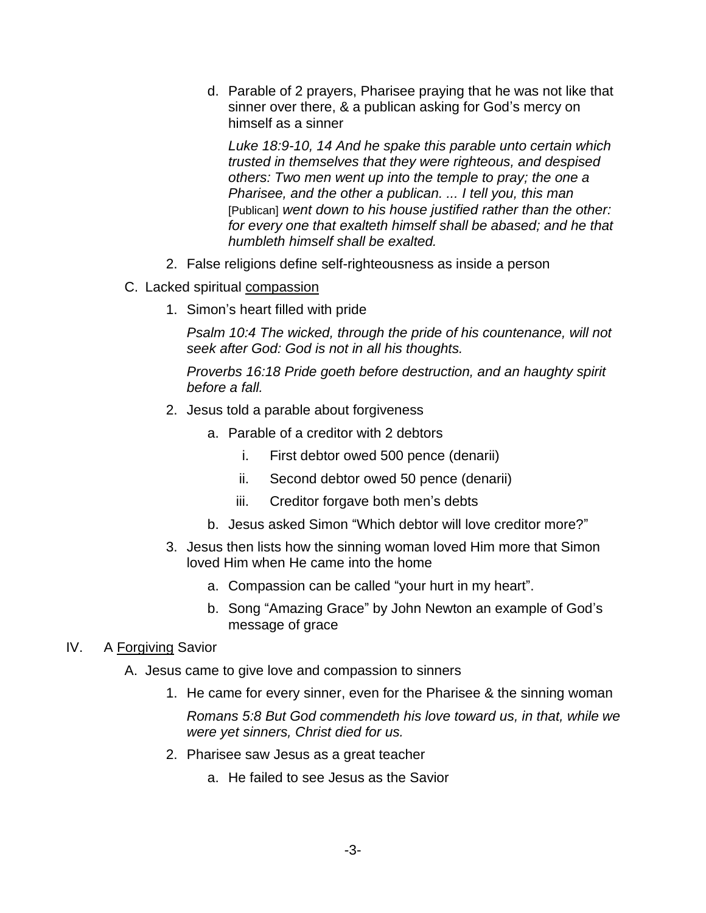d. Parable of 2 prayers, Pharisee praying that he was not like that sinner over there, & a publican asking for God's mercy on himself as a sinner

      *Luke 18:9-10, 14 And he spake this parable unto certain which trusted in themselves that they were righteous, and despised others: Two men went up into the temple to pray; the one a Pharisee, and the other a publican. ... I tell you, this man* [Publican] *went down to his house justified rather than the other: for every one that exalteth himself shall be abased; and he that humbleth himself shall be exalted.*

2. False religions define self-righteousness as inside a person

C. Lacked spiritual <u>compassion</u>

1. Simon's heart filled with pride

   *Psalm 10:4 The wicked, through the pride of his countenance, will not seek after God: God is not in all his thoughts.*

   *Proverbs 16:18 Pride goeth before destruction, and an haughty spirit before a fall.*

2. Jesus told a parable about forgiveness

   a. Parable of a creditor with 2 debtors

      i. First debtor owed 500 pence (denarii)

      ii. Second debtor owed 50 pence (denarii)

      iii. Creditor forgave both men's debts

   b. Jesus asked Simon "Which debtor will love creditor more?"

3. Jesus then lists how the sinning woman loved Him more that Simon loved Him when He came into the home

   a. Compassion can be called "your hurt in my heart".

   b. Song "Amazing Grace" by John Newton an example of God's message of grace

IV. A <u>Forgiving</u> Savior

A. Jesus came to give love and compassion to sinners

1. He came for every sinner, even for the Pharisee & the sinning woman

   *Romans 5:8 But God commendeth his love toward us, in that, while we were yet sinners, Christ died for us.*

2. Pharisee saw Jesus as a great teacher

   a. He failed to see Jesus as the Savior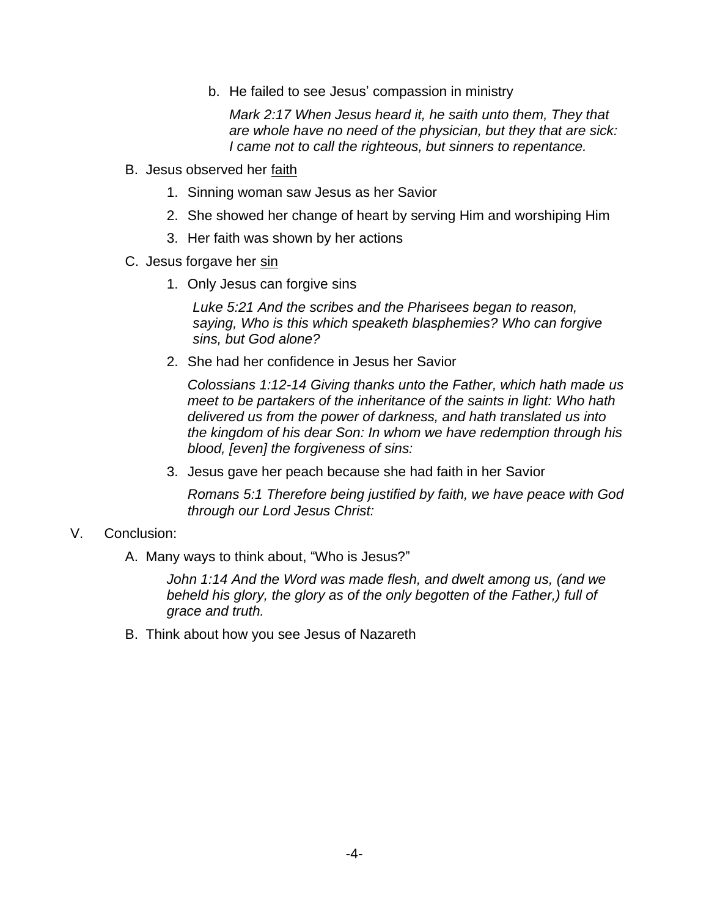b. He failed to see Jesus' compassion in ministry

   *Mark 2:17 When Jesus heard it, he saith unto them, They that are whole have no need of the physician, but they that are sick: I came not to call the righteous, but sinners to repentance.*

B. Jesus observed her <u>faith</u>

   1. Sinning woman saw Jesus as her Savior
   2. She showed her change of heart by serving Him and worshiping Him
   3. Her faith was shown by her actions

C. Jesus forgave her <u>sin</u>

   1. Only Jesus can forgive sins

      *Luke 5:21 And the scribes and the Pharisees began to reason, saying, Who is this which speaketh blasphemies? Who can forgive sins, but God alone?*

   2. She had her confidence in Jesus her Savior

      *Colossians 1:12-14 Giving thanks unto the Father, which hath made us meet to be partakers of the inheritance of the saints in light: Who hath delivered us from the power of darkness, and hath translated us into the kingdom of his dear Son: In whom we have redemption through his blood, [even] the forgiveness of sins:*

   3. Jesus gave her peach because she had faith in her Savior

      *Romans 5:1 Therefore being justified by faith, we have peace with God through our Lord Jesus Christ:*

V. Conclusion:

   A. Many ways to think about, "Who is Jesus?"

      *John 1:14 And the Word was made flesh, and dwelt among us, (and we beheld his glory, the glory as of the only begotten of the Father,) full of grace and truth.*

   B. Think about how you see Jesus of Nazareth